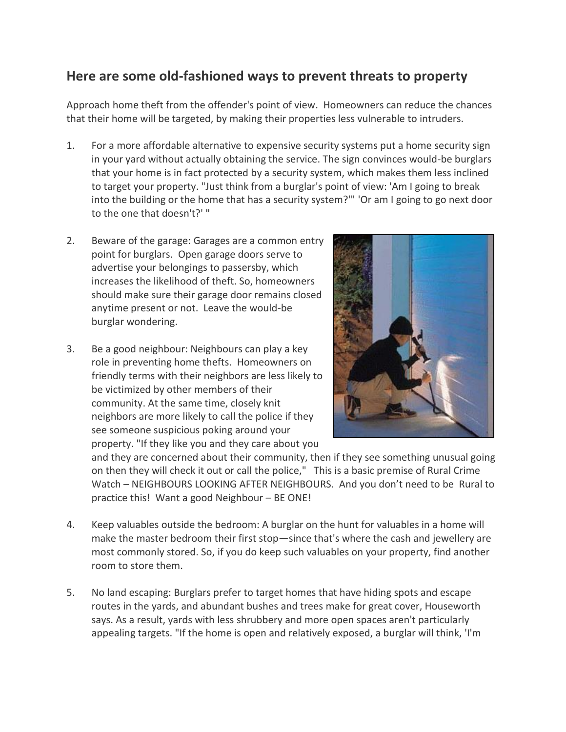## Here are some old-fashioned ways to prevent threats to property

Approach home theft from the offender's point of view. Homeowners can reduce the chances that their home will be targeted, by making their properties less vulnerable to intruders.

1. For a more affordable alternative to expensive security systems put a home security sign in your yard without actually obtaining the service. The sign convinces would-be burglars that your home is in fact protected by a security system, which makes them less inclined to target your property. "Just think from a burglar's point of view: 'Am I going to break into the building or the home that has a security system?'" 'Or am I going to go next door to the one that doesn't?' "

2. Beware of the garage: Garages are a common entry point for burglars. Open garage doors serve to advertise your belongings to passersby, which increases the likelihood of theft. So, homeowners should make sure their garage door remains closed anytime present or not. Leave the would-be burglar wondering.

3. Be a good neighbour: Neighbours can play a key role in preventing home thefts. Homeowners on friendly terms with their neighbors are less likely to be victimized by other members of their community. At the same time, closely knit neighbors are more likely to call the police if they see someone suspicious poking around your property. "If they like you and they care about you and they are concerned about their community, then if they see something unusual going on then they will check it out or call the police," This is a basic premise of Rural Crime Watch – NEIGHBOURS LOOKING AFTER NEIGHBOURS. And you don't need to be Rural to practice this! Want a good Neighbour – BE ONE!

4. Keep valuables outside the bedroom: A burglar on the hunt for valuables in a home will make the master bedroom their first stop—since that's where the cash and jewellery are most commonly stored. So, if you do keep such valuables on your property, find another room to store them.

5. No land escaping: Burglars prefer to target homes that have hiding spots and escape routes in the yards, and abundant bushes and trees make for great cover, Houseworth says. As a result, yards with less shrubbery and more open spaces aren't particularly appealing targets. "If the home is open and relatively exposed, a burglar will think, 'I'm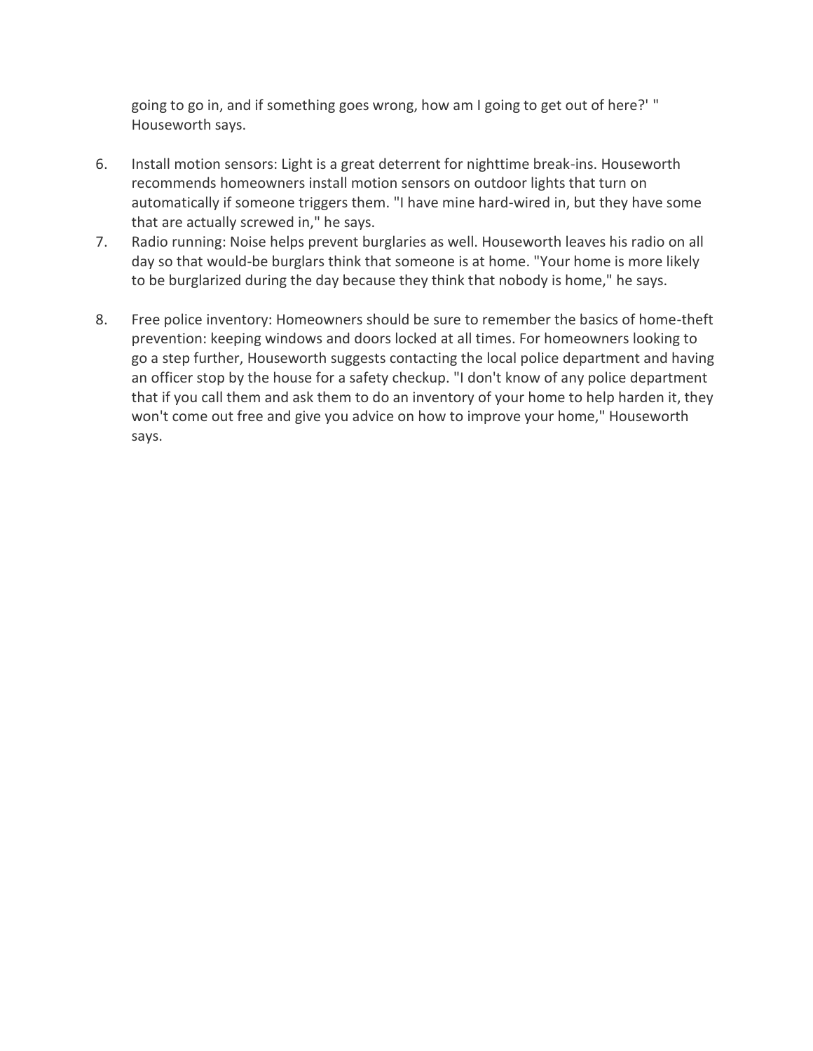going to go in, and if something goes wrong, how am I going to get out of here?' " Houseworth says.

6. Install motion sensors: Light is a great deterrent for nighttime break-ins. Houseworth recommends homeowners install motion sensors on outdoor lights that turn on automatically if someone triggers them. "I have mine hard-wired in, but they have some that are actually screwed in," he says.
7. Radio running: Noise helps prevent burglaries as well. Houseworth leaves his radio on all day so that would-be burglars think that someone is at home. "Your home is more likely to be burglarized during the day because they think that nobody is home," he says.
8. Free police inventory: Homeowners should be sure to remember the basics of home-theft prevention: keeping windows and doors locked at all times. For homeowners looking to go a step further, Houseworth suggests contacting the local police department and having an officer stop by the house for a safety checkup. "I don't know of any police department that if you call them and ask them to do an inventory of your home to help harden it, they won't come out free and give you advice on how to improve your home," Houseworth says.